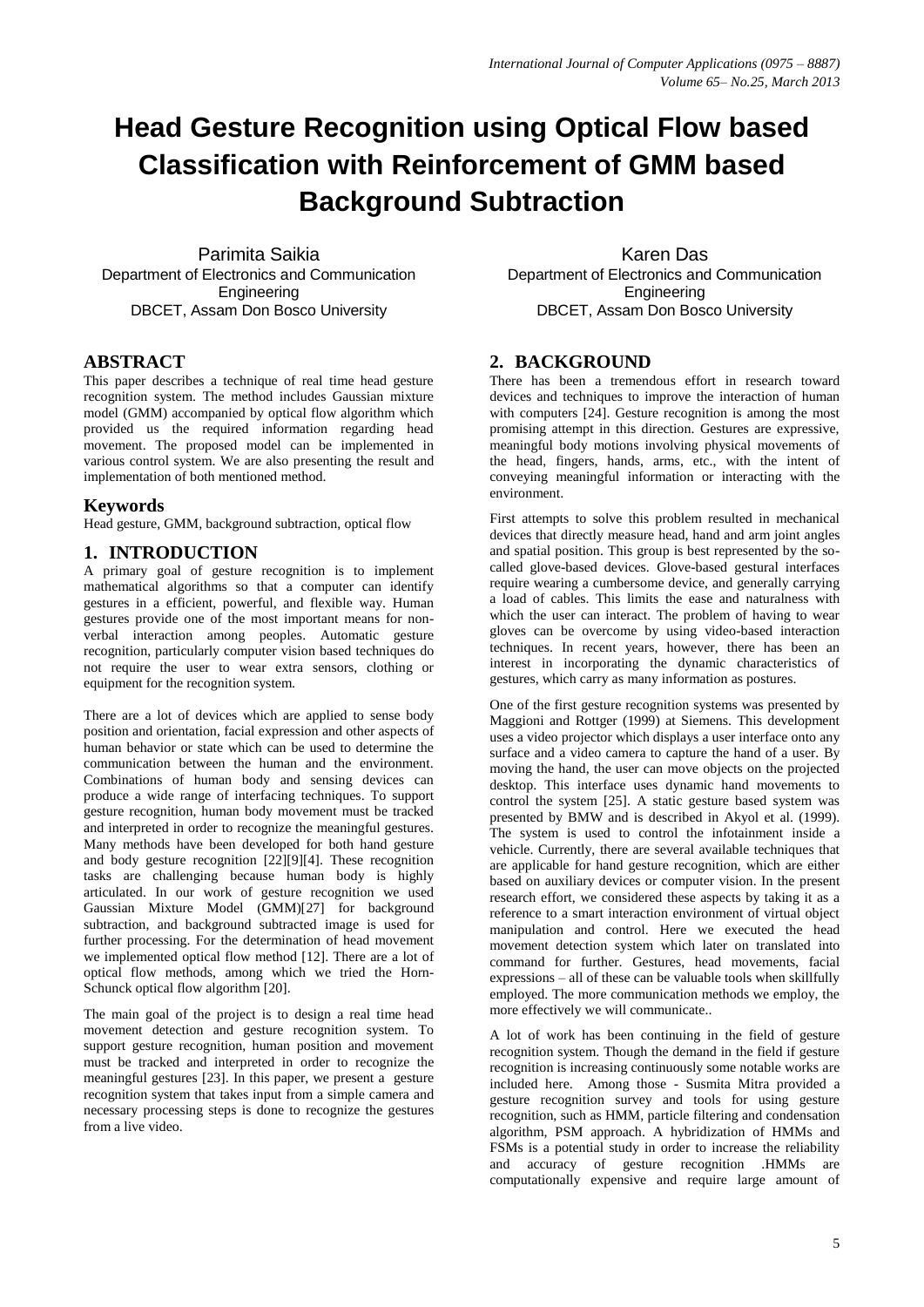# Head Gesture Recognition using Optical Flow based Classification with Reinforcement of GMM based Background Subtraction

Parimita Saikia
Department of Electronics and Communication Engineering
DBCET, Assam Don Bosco University

Karen Das
Department of Electronics and Communication Engineering
DBCET, Assam Don Bosco University

## ABSTRACT

This paper describes a technique of real time head gesture recognition system. The method includes Gaussian mixture model (GMM) accompanied by optical flow algorithm which provided us the required information regarding head movement. The proposed model can be implemented in various control system. We are also presenting the result and implementation of both mentioned method.

### Keywords

Head gesture, GMM, background subtraction, optical flow

## 1. INTRODUCTION

A primary goal of gesture recognition is to implement mathematical algorithms so that a computer can identify gestures in a efficient, powerful, and flexible way. Human gestures provide one of the most important means for non-verbal interaction among peoples. Automatic gesture recognition, particularly computer vision based techniques do not require the user to wear extra sensors, clothing or equipment for the recognition system.

There are a lot of devices which are applied to sense body position and orientation, facial expression and other aspects of human behavior or state which can be used to determine the communication between the human and the environment. Combinations of human body and sensing devices can produce a wide range of interfacing techniques. To support gesture recognition, human body movement must be tracked and interpreted in order to recognize the meaningful gestures. Many methods have been developed for both hand gesture and body gesture recognition [22][9][4]. These recognition tasks are challenging because human body is highly articulated. In our work of gesture recognition we used Gaussian Mixture Model (GMM)[27] for background subtraction, and background subtracted image is used for further processing. For the determination of head movement we implemented optical flow method [12]. There are a lot of optical flow methods, among which we tried the Horn-Schunck optical flow algorithm [20].

The main goal of the project is to design a real time head movement detection and gesture recognition system. To support gesture recognition, human position and movement must be tracked and interpreted in order to recognize the meaningful gestures [23]. In this paper, we present a gesture recognition system that takes input from a simple camera and necessary processing steps is done to recognize the gestures from a live video.

## 2. BACKGROUND

There has been a tremendous effort in research toward devices and techniques to improve the interaction of human with computers [24]. Gesture recognition is among the most promising attempt in this direction. Gestures are expressive, meaningful body motions involving physical movements of the head, fingers, hands, arms, etc., with the intent of conveying meaningful information or interacting with the environment.

First attempts to solve this problem resulted in mechanical devices that directly measure head, hand and arm joint angles and spatial position. This group is best represented by the so-called glove-based devices. Glove-based gestural interfaces require wearing a cumbersome device, and generally carrying a load of cables. This limits the ease and naturalness with which the user can interact. The problem of having to wear gloves can be overcome by using video-based interaction techniques. In recent years, however, there has been an interest in incorporating the dynamic characteristics of gestures, which carry as many information as postures.

One of the first gesture recognition systems was presented by Maggioni and Rottger (1999) at Siemens. This development uses a video projector which displays a user interface onto any surface and a video camera to capture the hand of a user. By moving the hand, the user can move objects on the projected desktop. This interface uses dynamic hand movements to control the system [25]. A static gesture based system was presented by BMW and is described in Akyol et al. (1999). The system is used to control the infotainment inside a vehicle. Currently, there are several available techniques that are applicable for hand gesture recognition, which are either based on auxiliary devices or computer vision. In the present research effort, we considered these aspects by taking it as a reference to a smart interaction environment of virtual object manipulation and control. Here we executed the head movement detection system which later on translated into command for further. Gestures, head movements, facial expressions – all of these can be valuable tools when skillfully employed. The more communication methods we employ, the more effectively we will communicate..

A lot of work has been continuing in the field of gesture recognition system. Though the demand in the field if gesture recognition is increasing continuously some notable works are included here. Among those - Susmita Mitra provided a gesture recognition survey and tools for using gesture recognition, such as HMM, particle filtering and condensation algorithm, PSM approach. A hybridization of HMMs and FSMs is a potential study in order to increase the reliability and accuracy of gesture recognition .HMMs are computationally expensive and require large amount of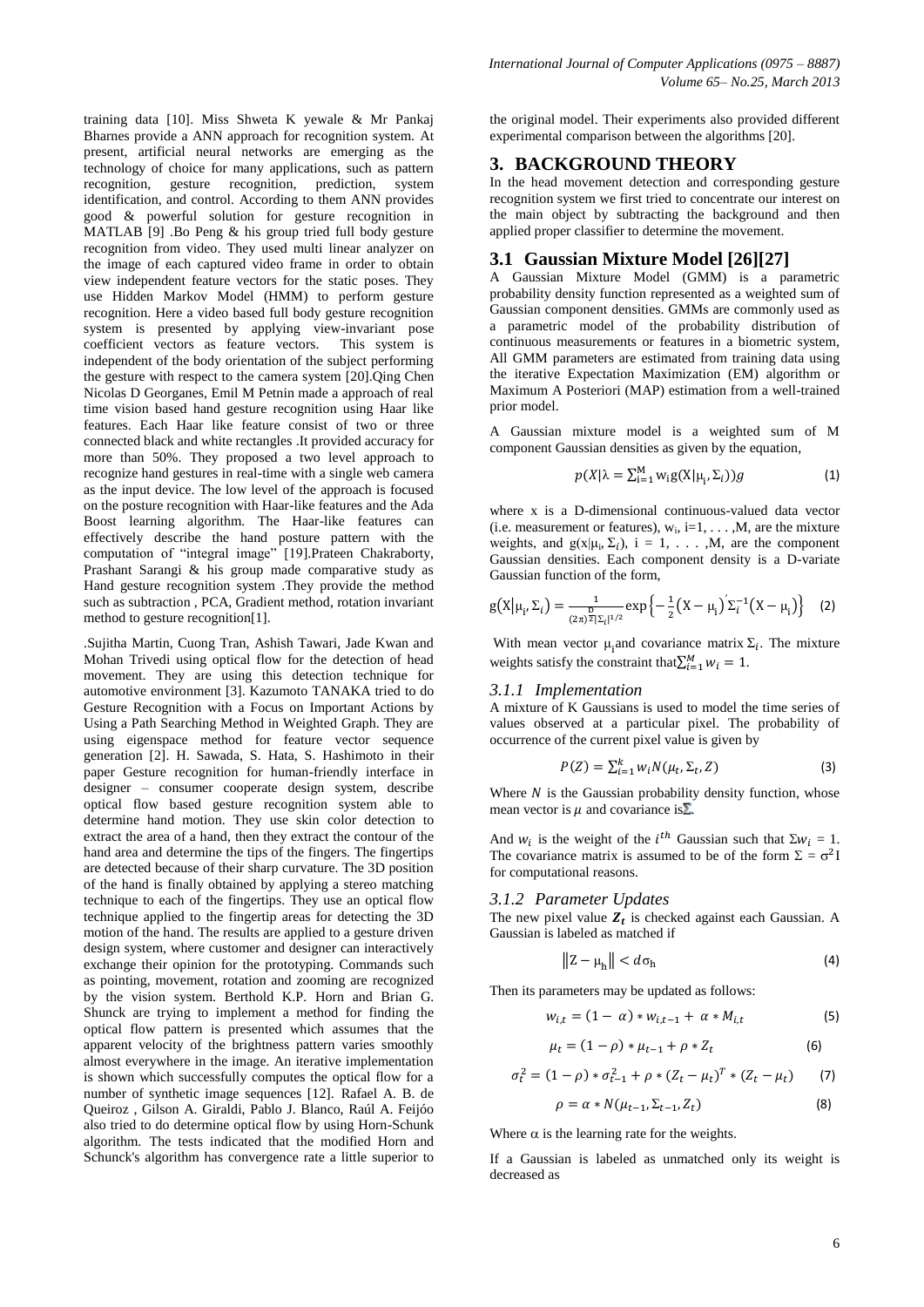training data [10]. Miss Shweta K yewale & Mr Pankaj Bharnes provide a ANN approach for recognition system. At present, artificial neural networks are emerging as the technology of choice for many applications, such as pattern recognition, gesture recognition, prediction, system identification, and control. According to them ANN provides good & powerful solution for gesture recognition in MATLAB [9] .Bo Peng & his group tried full body gesture recognition from video. They used multi linear analyzer on the image of each captured video frame in order to obtain view independent feature vectors for the static poses. They use Hidden Markov Model (HMM) to perform gesture recognition. Here a video based full body gesture recognition system is presented by applying view-invariant pose coefficient vectors as feature vectors. This system is independent of the body orientation of the subject performing the gesture with respect to the camera system [20].Qing Chen Nicolas D Georganes, Emil M Petnin made a approach of real time vision based hand gesture recognition using Haar like features. Each Haar like feature consist of two or three connected black and white rectangles .It provided accuracy for more than 50%. They proposed a two level approach to recognize hand gestures in real-time with a single web camera as the input device. The low level of the approach is focused on the posture recognition with Haar-like features and the Ada Boost learning algorithm. The Haar-like features can effectively describe the hand posture pattern with the computation of "integral image" [19].Prateen Chakraborty, Prashant Sarangi & his group made comparative study as Hand gesture recognition system .They provide the method such as subtraction , PCA, Gradient method, rotation invariant method to gesture recognition[1].

.Sujitha Martin, Cuong Tran, Ashish Tawari, Jade Kwan and Mohan Trivedi using optical flow for the detection of head movement. They are using this detection technique for automotive environment [3]. Kazumoto TANAKA tried to do Gesture Recognition with a Focus on Important Actions by Using a Path Searching Method in Weighted Graph. They are using eigenspace method for feature vector sequence generation [2]. H. Sawada, S. Hata, S. Hashimoto in their paper Gesture recognition for human-friendly interface in designer – consumer cooperate design system, describe optical flow based gesture recognition system able to determine hand motion. They use skin color detection to extract the area of a hand, then they extract the contour of the hand area and determine the tips of the fingers. The fingertips are detected because of their sharp curvature. The 3D position of the hand is finally obtained by applying a stereo matching technique to each of the fingertips. They use an optical flow technique applied to the fingertip areas for detecting the 3D motion of the hand. The results are applied to a gesture driven design system, where customer and designer can interactively exchange their opinion for the prototyping. Commands such as pointing, movement, rotation and zooming are recognized by the vision system. Berthold K.P. Horn and Brian G. Shunck are trying to implement a method for finding the optical flow pattern is presented which assumes that the apparent velocity of the brightness pattern varies smoothly almost everywhere in the image. An iterative implementation is shown which successfully computes the optical flow for a number of synthetic image sequences [12]. Rafael A. B. de Queiroz , Gilson A. Giraldi, Pablo J. Blanco, Raúl A. Feijóo also tried to do determine optical flow by using Horn-Schunk algorithm. The tests indicated that the modified Horn and Schunck's algorithm has convergence rate a little superior to the original model. Their experiments also provided different experimental comparison between the algorithms [20].

## 3. BACKGROUND THEORY

In the head movement detection and corresponding gesture recognition system we first tried to concentrate our interest on the main object by subtracting the background and then applied proper classifier to determine the movement.

### 3.1 Gaussian Mixture Model [26][27]

A Gaussian Mixture Model (GMM) is a parametric probability density function represented as a weighted sum of Gaussian component densities. GMMs are commonly used as a parametric model of the probability distribution of continuous measurements or features in a biometric system, All GMM parameters are estimated from training data using the iterative Expectation Maximization (EM) algorithm or Maximum A Posteriori (MAP) estimation from a well-trained prior model.

A Gaussian mixture model is a weighted sum of M component Gaussian densities as given by the equation,

$$p(X|\lambda = \sum_{i=1}^{M} w_i g(X|\mu_i, \Sigma_i))g \quad (1)$$

where x is a D-dimensional continuous-valued data vector (i.e. measurement or features), $w_i$, i=1, . . . ,M, are the mixture weights, and $g(x|\mu_i, \Sigma_i)$, i = 1, . . . ,M, are the component Gaussian densities. Each component density is a D-variate Gaussian function of the form,

$$g(X|\mu_i, \Sigma_i) = \frac{1}{(2\pi)^{\frac{D}{2}}|\Sigma_i|^{1/2}} \exp\left\{-\frac{1}{2}(X-\mu_i)^{'} \Sigma_i^{-1}(X-\mu_i)\right\} \quad (2)$$

With mean vector $\mu_i$ and covariance matrix $\Sigma_i$. The mixture weights satisfy the constraint that $\sum_{i=1}^{M} w_i = 1$.

#### *3.1.1 Implementation*

A mixture of K Gaussians is used to model the time series of values observed at a particular pixel. The probability of occurrence of the current pixel value is given by

$$P(Z) = \sum_{i=1}^{k} w_i N(\mu_t, \Sigma_t, Z) \quad (3)$$

Where $N$ is the Gaussian probability density function, whose mean vector is $\mu$ and covariance is $\Sigma$.

And $w_i$ is the weight of the $i^{th}$ Gaussian such that $\Sigma w_i = 1$. The covariance matrix is assumed to be of the form $\Sigma = \sigma^2 I$ for computational reasons.

#### *3.1.2 Parameter Updates*

The new pixel value $\boldsymbol{Z_t}$ is checked against each Gaussian. A Gaussian is labeled as matched if

$$\|Z - \mu_h\| < d\sigma_h \quad (4)$$

Then its parameters may be updated as follows:

$$w_{i,t} = (1 - \alpha) * w_{i,t-1} + \alpha * M_{i,t} \quad (5)$$

$$\mu_t = (1 - \rho) * \mu_{t-1} + \rho * Z_t \quad (6)$$

$$\sigma_t^2 = (1 - \rho) * \sigma_{t-1}^2 + \rho * (Z_t - \mu_t)^T * (Z_t - \mu_t) \quad (7)$$

$$\rho = \alpha * N(\mu_{t-1}, \Sigma_{t-1}, Z_t) \quad (8)$$

Where $\alpha$ is the learning rate for the weights.

If a Gaussian is labeled as unmatched only its weight is decreased as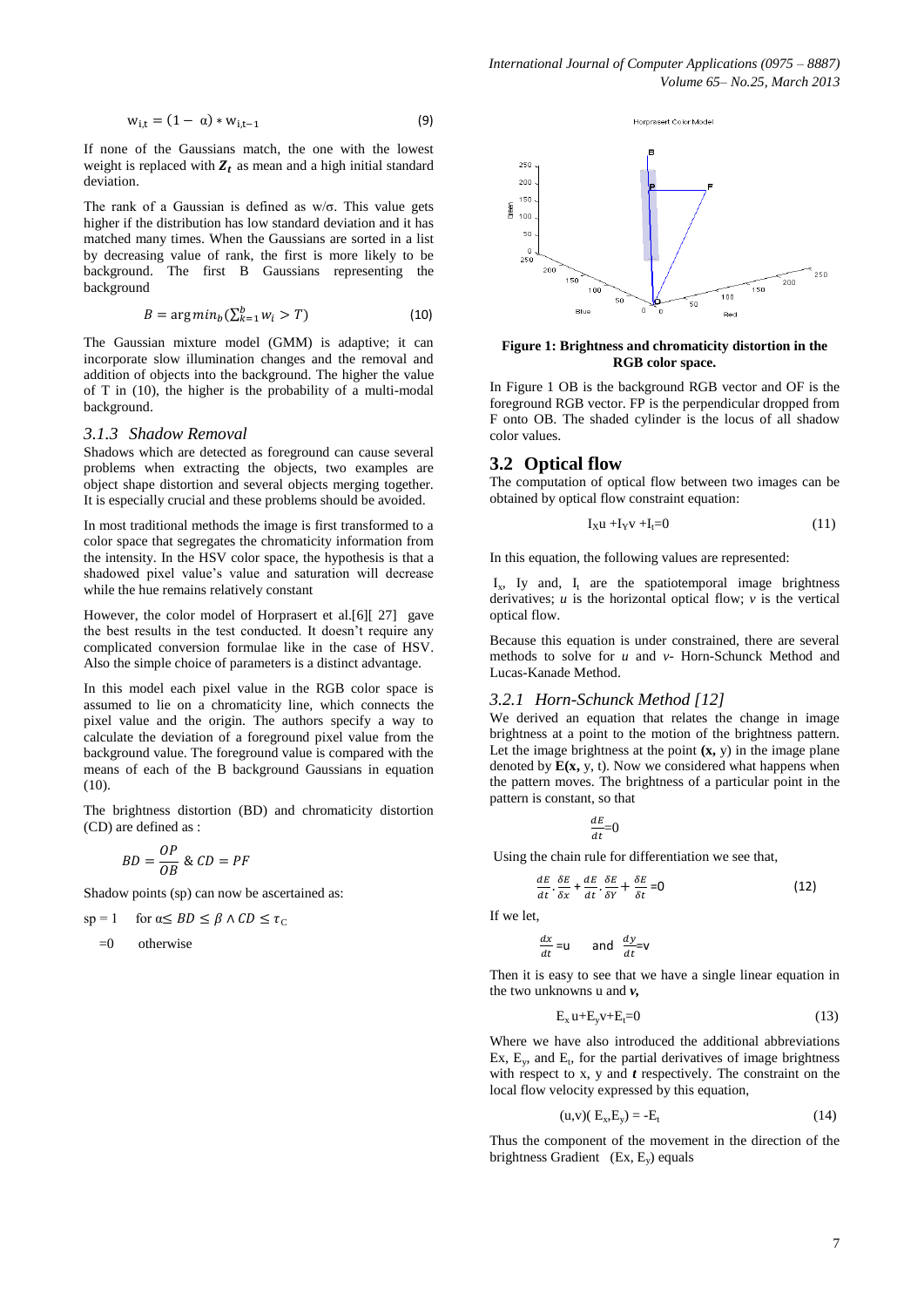$$w_{i,t} = (1 - \alpha) * w_{i,t-1} \tag{9}$$

If none of the Gaussians match, the one with the lowest weight is replaced with $\boldsymbol{Z_t}$ as mean and a high initial standard deviation.

The rank of a Gaussian is defined as w/σ. This value gets higher if the distribution has low standard deviation and it has matched many times. When the Gaussians are sorted in a list by decreasing value of rank, the first is more likely to be background. The first B Gaussians representing the background

$$B = \arg min_b \left(\sum_{k=1}^{b} w_i > T\right) \tag{10}$$

The Gaussian mixture model (GMM) is adaptive; it can incorporate slow illumination changes and the removal and addition of objects into the background. The higher the value of T in (10), the higher is the probability of a multi-modal background.

### *3.1.3 Shadow Removal*

Shadows which are detected as foreground can cause several problems when extracting the objects, two examples are object shape distortion and several objects merging together. It is especially crucial and these problems should be avoided.

In most traditional methods the image is first transformed to a color space that segregates the chromaticity information from the intensity. In the HSV color space, the hypothesis is that a shadowed pixel value's value and saturation will decrease while the hue remains relatively constant

However, the color model of Horprasert et al.[6][ 27] gave the best results in the test conducted. It doesn't require any complicated conversion formulae like in the case of HSV. Also the simple choice of parameters is a distinct advantage.

In this model each pixel value in the RGB color space is assumed to lie on a chromaticity line, which connects the pixel value and the origin. The authors specify a way to calculate the deviation of a foreground pixel value from the background value. The foreground value is compared with the means of each of the B background Gaussians in equation (10).

The brightness distortion (BD) and chromaticity distortion (CD) are defined as :

$$BD = \frac{OP}{OB} \;\&\; CD = PF$$

Shadow points (sp) can now be ascertained as:

$$sp = 1 \quad \text{for } \alpha \leq BD \leq \beta \wedge CD \leq \tau_C$$
$$= 0 \quad \text{otherwise}$$

**Figure 1: Brightness and chromaticity distortion in the RGB color space.**

In Figure 1 OB is the background RGB vector and OF is the foreground RGB vector. FP is the perpendicular dropped from F onto OB. The shaded cylinder is the locus of all shadow color values.

## 3.2 Optical flow

The computation of optical flow between two images can be obtained by optical flow constraint equation:

$$I_X u + I_Y v + I_t = 0 \tag{11}$$

In this equation, the following values are represented:

$I_x$, Iy and, $I_t$ are the spatiotemporal image brightness derivatives; *u* is the horizontal optical flow; *v* is the vertical optical flow.

Because this equation is under constrained, there are several methods to solve for *u* and *v*- Horn-Schunck Method and Lucas-Kanade Method.

### *3.2.1 Horn-Schunck Method [12]*

We derived an equation that relates the change in image brightness at a point to the motion of the brightness pattern. Let the image brightness at the point **(x,** y) in the image plane denoted by **E(x,** y, t). Now we considered what happens when the pattern moves. The brightness of a particular point in the pattern is constant, so that

$$\frac{dE}{dt} = 0$$

Using the chain rule for differentiation we see that,

$$\frac{dE}{dt} \cdot \frac{\delta E}{\delta x} + \frac{dE}{dt} \cdot \frac{\delta E}{\delta Y} + \frac{\delta E}{\delta t} = 0 \tag{12}$$

If we let,

$$\frac{dx}{dt} = u \quad \text{and} \quad \frac{dy}{dt} = v$$

Then it is easy to see that we have a single linear equation in the two unknowns u and ***v,***

$$E_x u + E_y v + E_t = 0 \tag{13}$$

Where we have also introduced the additional abbreviations Ex, $E_y$, and $E_t$, for the partial derivatives of image brightness with respect to x, y and ***t*** respectively. The constraint on the local flow velocity expressed by this equation,

$$(u,v)(E_x, E_y) = -E_t \tag{14}$$

Thus the component of the movement in the direction of the brightness Gradient (Ex, $E_y$) equals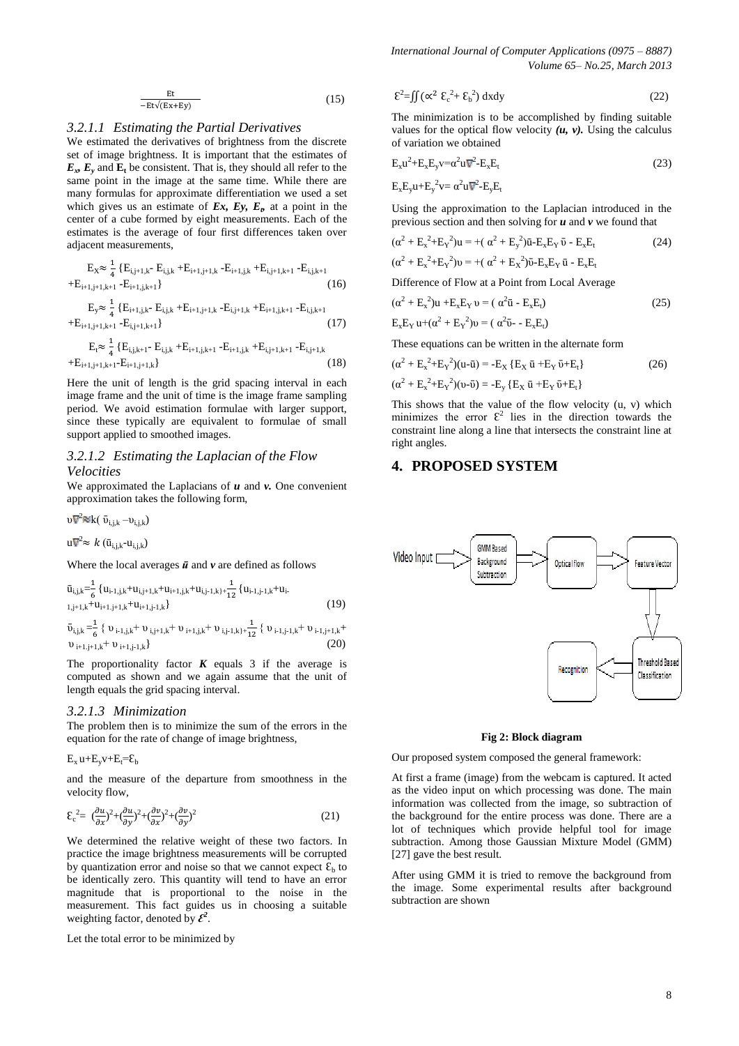$$\frac{Et}{-Et\sqrt{(Ex+Ey)}} \tag{15}$$

### 3.2.1.1 Estimating the Partial Derivatives

We estimated the derivatives of brightness from the discrete set of image brightness. It is important that the estimates of $E_x$, $E_y$ and $E_t$ be consistent. That is, they should all refer to the same point in the image at the same time. While there are many formulas for approximate differentiation we used a set which gives us an estimate of $Ex$, $Ey$, $E_t$, at a point in the center of a cube formed by eight measurements. Each of the estimates is the average of four first differences taken over adjacent measurements,

$$E_X \approx \frac{1}{4}\{E_{i,j+1,k} - E_{i,j,k} + E_{i+1,j+1,k} - E_{i+1,j,k} + E_{i,j+1,k+1} - E_{i,j,k+1} + E_{i+1,j+1,k+1} - E_{i+1,j,k+1}\} \tag{16}$$

$$E_y \approx \frac{1}{4}\{E_{i+1,j,k} - E_{i,j,k} + E_{i+1,j+1,k} - E_{i,j+1,k} + E_{i+1,j,k+1} - E_{i,j,k+1} + E_{i+1,j+1,k+1} - E_{i,j+1,k+1}\} \tag{17}$$

$$E_t \approx \frac{1}{4}\{E_{i,j,k+1} - E_{i,j,k} + E_{i+1,j,k+1} - E_{i+1,j,k} + E_{i,j+1,k+1} - E_{i,j+1,k} + E_{i+1,j+1,k+1} - E_{i+1,j+1,k}\} \tag{18}$$

Here the unit of length is the grid spacing interval in each image frame and the unit of time is the image frame sampling period. We avoid estimation formulae with larger support, since these typically are equivalent to formulae of small support applied to smoothed images.

### 3.2.1.2 Estimating the Laplacian of the Flow Velocities

We approximated the Laplacians of $u$ and $v$. One convenient approximation takes the following form,

$$\upsilon\nabla^2 \approx k(\bar{\upsilon}_{i,j,k} - \upsilon_{i,j,k})$$

$$u\nabla^2 \approx k(\bar{u}_{i,j,k} - u_{i,j,k})$$

Where the local averages $\bar{u}$ and $v$ are defined as follows

$$\bar{u}_{i,j,k} = \frac{1}{6}\{u_{i-1,j,k} + u_{i,j+1,k} + u_{i+1,j,k} + u_{i,j-1,k}\} + \frac{1}{12}\{u_{i-1,j-1,k} + u_{i-1,j+1,k} + u_{i+1,j+1,k} + u_{i+1,j-1,k}\} \tag{19}$$

$$\bar{\upsilon}_{i,j,k} = \frac{1}{6}\{\upsilon_{i-1,j,k} + \upsilon_{i,j+1,k} + \upsilon_{i+1,j,k} + \upsilon_{i,j-1,k}\} + \frac{1}{12}\{\upsilon_{i-1,j-1,k} + \upsilon_{i-1,j+1,k} + \upsilon_{i+1,j+1,k} + \upsilon_{i+1,j-1,k}\} \tag{20}$$

The proportionality factor $K$ equals 3 if the average is computed as shown and we again assume that the unit of length equals the grid spacing interval.

### 3.2.1.3 Minimization

The problem then is to minimize the sum of the errors in the equation for the rate of change of image brightness,

$$E_x u + E_y v + E_t = \mathcal{E}_b$$

and the measure of the departure from smoothness in the velocity flow,

$$\mathcal{E}_c^2 = \left(\frac{\partial u}{\partial x}\right)^2 + \left(\frac{\partial u}{\partial y}\right)^2 + \left(\frac{\partial v}{\partial x}\right)^2 + \left(\frac{\partial v}{\partial y}\right)^2 \tag{21}$$

We determined the relative weight of these two factors. In practice the image brightness measurements will be corrupted by quantization error and noise so that we cannot expect $\mathcal{E}_b$ to be identically zero. This quantity will tend to have an error magnitude that is proportional to the noise in the measurement. This fact guides us in choosing a suitable weighting factor, denoted by $\mathcal{E}^2$.

Let the total error to be minimized by

$$\mathcal{E}^2 = \iint (\propto^2 \mathcal{E}_c^2 + \mathcal{E}_b^2)\, dxdy \tag{22}$$

The minimization is to be accomplished by finding suitable values for the optical flow velocity $(u, v)$. Using the calculus of variation we obtained

$$E_x u^2 + E_x E_y v = \alpha^2 u\nabla^2 - E_x E_t \tag{23}$$

$$E_x E_y u + E_y^2 v = \alpha^2 u\nabla^2 - E_y E_t$$

Using the approximation to the Laplacian introduced in the previous section and then solving for $u$ and $v$ we found that

$$(\alpha^2 + E_x^2 + E_Y^2)u = +(\alpha^2 + E_y^2)\bar{u} - E_x E_Y \bar{\upsilon} - E_x E_t \tag{24}$$

$$(\alpha^2 + E_x^2 + E_Y^2)\upsilon = +(\alpha^2 + E_X^2)\bar{\upsilon} - E_x E_Y \bar{u} - E_x E_t$$

Difference of Flow at a Point from Local Average

$$(\alpha^2 + E_x^2)u + E_x E_Y \upsilon = (\alpha^2 \bar{u} - E_x E_t) \tag{25}$$

$$E_x E_Y u + (\alpha^2 + E_Y^2)\upsilon = (\alpha^2 \bar{\upsilon} - - E_x E_t)$$

These equations can be written in the alternate form

$$(\alpha^2 + E_x^2 + E_Y^2)(u - \bar{u}) = -E_X\{E_X \bar{u} + E_Y \bar{\upsilon} + E_t\} \tag{26}$$

$$(\alpha^2 + E_x^2 + E_Y^2)(\upsilon - \bar{\upsilon}) = -E_y\{E_X \bar{u} + E_Y \bar{\upsilon} + E_t\}$$

This shows that the value of the flow velocity (u, v) which minimizes the error $\mathcal{E}^2$ lies in the direction towards the constraint line along a line that intersects the constraint line at right angles.

## 4. PROPOSED SYSTEM

Video Input → GMM Based Background Subtraction → Optical Flow → Feature Vector → Threshold Based Classification → Recognition

**Fig 2: Block diagram**

Our proposed system composed the general framework:

At first a frame (image) from the webcam is captured. It acted as the video input on which processing was done. The main information was collected from the image, so subtraction of the background for the entire process was done. There are a lot of techniques which provide helpful tool for image subtraction. Among those Gaussian Mixture Model (GMM) [27] gave the best result.

After using GMM it is tried to remove the background from the image. Some experimental results after background subtraction are shown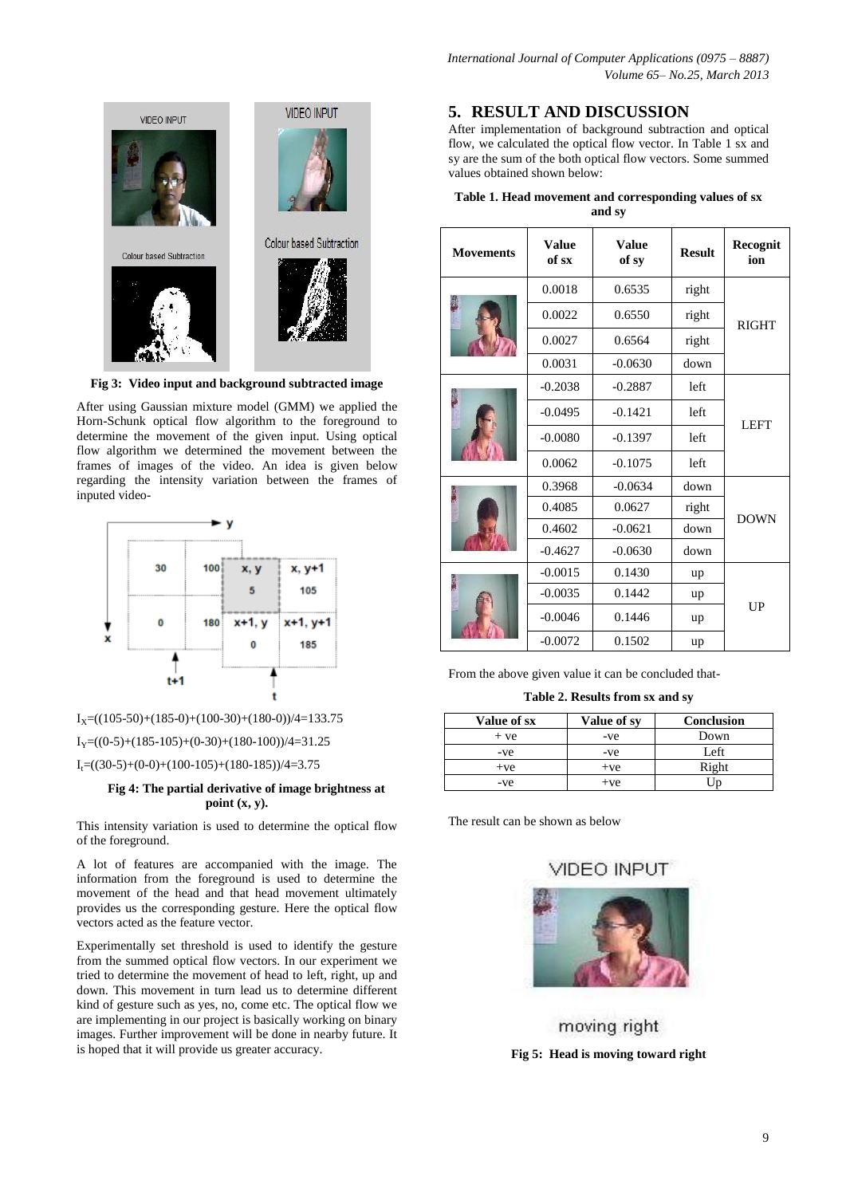Fig 3: Video input and background subtracted image

After using Gaussian mixture model (GMM) we applied the Horn-Schunk optical flow algorithm to the foreground to determine the movement of the given input. Using optical flow algorithm we determined the movement between the frames of images of the video. An idea is given below regarding the intensity variation between the frames of inputed video-

$I_X$=((105-50)+(185-0)+(100-30)+(180-0))/4=133.75

$I_Y$=((0-5)+(185-105)+(0-30)+(180-100))/4=31.25

$I_t$=((30-5)+(0-0)+(100-105)+(180-185))/4=3.75

**Fig 4: The partial derivative of image brightness at point (x, y).**

This intensity variation is used to determine the optical flow of the foreground.

A lot of features are accompanied with the image. The information from the foreground is used to determine the movement of the head and that head movement ultimately provides us the corresponding gesture. Here the optical flow vectors acted as the feature vector.

Experimentally set threshold is used to identify the gesture from the summed optical flow vectors. In our experiment we tried to determine the movement of head to left, right, up and down. This movement in turn lead us to determine different kind of gesture such as yes, no, come etc. The optical flow we are implementing in our project is basically working on binary images. Further improvement will be done in nearby future. It is hoped that it will provide us greater accuracy.

## 5. RESULT AND DISCUSSION

After implementation of background subtraction and optical flow, we calculated the optical flow vector. In Table 1 sx and sy are the sum of the both optical flow vectors. Some summed values obtained shown below:

**Table 1. Head movement and corresponding values of sx and sy**

| Movements | Value of sx | Value of sy | Result | Recognition |
|---|---|---|---|---|
| | 0.0018 | 0.6535 | right | RIGHT |
| | 0.0022 | 0.6550 | right | |
| | 0.0027 | 0.6564 | right | |
| | 0.0031 | -0.0630 | down | |
| | -0.2038 | -0.2887 | left | LEFT |
| | -0.0495 | -0.1421 | left | |
| | -0.0080 | -0.1397 | left | |
| | 0.0062 | -0.1075 | left | |
| | 0.3968 | -0.0634 | down | DOWN |
| | 0.4085 | 0.0627 | right | |
| | 0.4602 | -0.0621 | down | |
| | -0.4627 | -0.0630 | down | |
| | -0.0015 | 0.1430 | up | UP |
| | -0.0035 | 0.1442 | up | |
| | -0.0046 | 0.1446 | up | |
| | -0.0072 | 0.1502 | up | |

From the above given value it can be concluded that-

**Table 2. Results from sx and sy**

| Value of sx | Value of sy | Conclusion |
|---|---|---|
| + ve | -ve | Down |
| -ve | -ve | Left |
| +ve | +ve | Right |
| -ve | +ve | Up |

The result can be shown as below

**Fig 5: Head is moving toward right**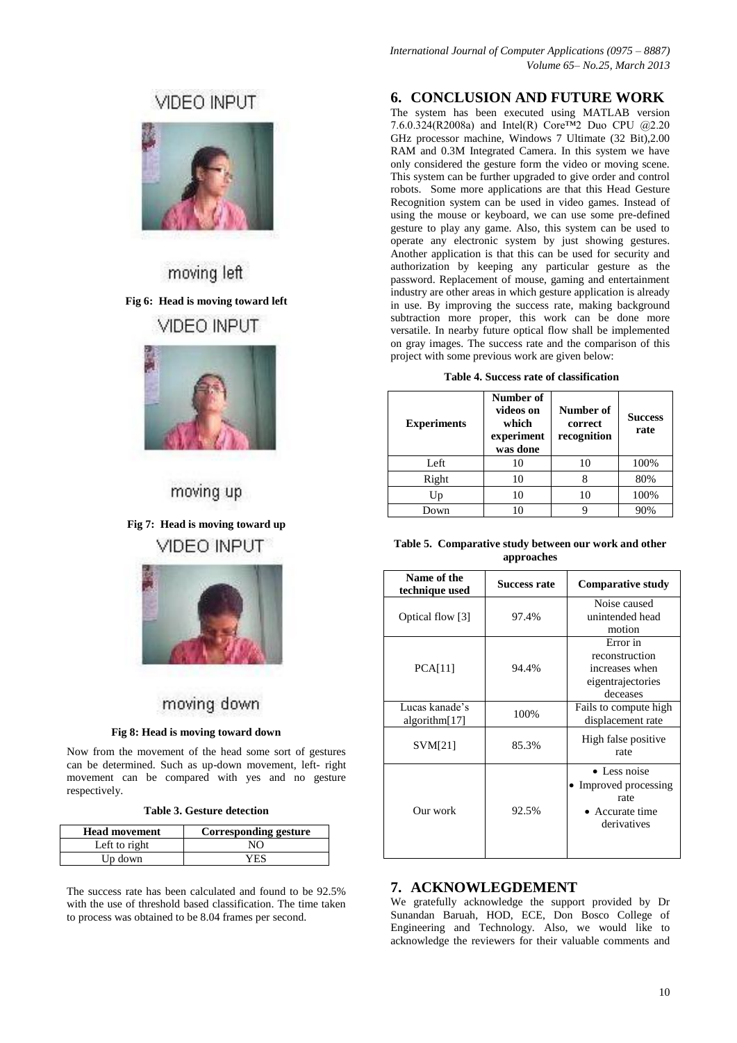VIDEO INPUT

moving left

**Fig 6: Head is moving toward left**

VIDEO INPUT

moving up

**Fig 7: Head is moving toward up**

VIDEO INPUT

moving down

**Fig 8: Head is moving toward down**

Now from the movement of the head some sort of gestures can be determined. Such as up-down movement, left- right movement can be compared with yes and no gesture respectively.

**Table 3. Gesture detection**

| Head movement | Corresponding gesture |
|---|---|
| Left to right | NO |
| Up down | YES |

The success rate has been calculated and found to be 92.5% with the use of threshold based classification. The time taken to process was obtained to be 8.04 frames per second.

## 6. CONCLUSION AND FUTURE WORK

The system has been executed using MATLAB version 7.6.0.324(R2008a) and Intel(R) Core™2 Duo CPU @2.20 GHz processor machine, Windows 7 Ultimate (32 Bit),2.00 RAM and 0.3M Integrated Camera. In this system we have only considered the gesture form the video or moving scene. This system can be further upgraded to give order and control robots. Some more applications are that this Head Gesture Recognition system can be used in video games. Instead of using the mouse or keyboard, we can use some pre-defined gesture to play any game. Also, this system can be used to operate any electronic system by just showing gestures. Another application is that this can be used for security and authorization by keeping any particular gesture as the password. Replacement of mouse, gaming and entertainment industry are other areas in which gesture application is already in use. By improving the success rate, making background subtraction more proper, this work can be done more versatile. In nearby future optical flow shall be implemented on gray images. The success rate and the comparison of this project with some previous work are given below:

**Table 4. Success rate of classification**

| Experiments | Number of videos on which experiment was done | Number of correct recognition | Success rate |
|---|---|---|---|
| Left | 10 | 10 | 100% |
| Right | 10 | 8 | 80% |
| Up | 10 | 10 | 100% |
| Down | 10 | 9 | 90% |

**Table 5. Comparative study between our work and other approaches**

| Name of the technique used | Success rate | Comparative study |
|---|---|---|
| Optical flow [3] | 97.4% | Noise caused unintended head motion |
| PCA[11] | 94.4% | Error in reconstruction increases when eigentrajectories deceases |
| Lucas kanade's algorithm[17] | 100% | Fails to compute high displacement rate |
| SVM[21] | 85.3% | High false positive rate |
| Our work | 92.5% | • Less noise • Improved processing rate • Accurate time derivatives |

## 7. ACKNOWLEGDEMENT

We gratefully acknowledge the support provided by Dr Sunandan Baruah, HOD, ECE, Don Bosco College of Engineering and Technology. Also, we would like to acknowledge the reviewers for their valuable comments and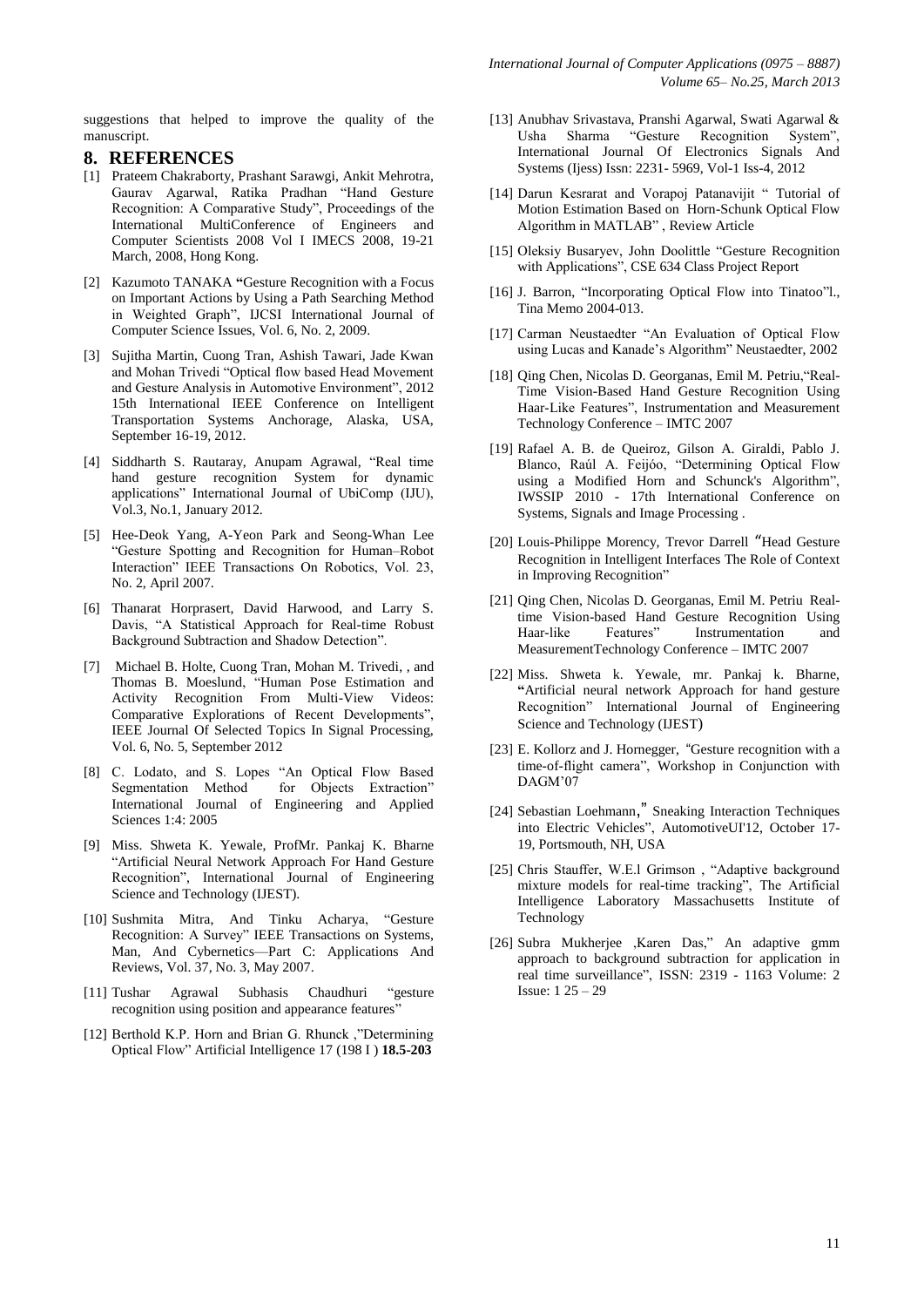suggestions that helped to improve the quality of the manuscript.

## 8. REFERENCES

[1] Prateem Chakraborty, Prashant Sarawgi, Ankit Mehrotra, Gaurav Agarwal, Ratika Pradhan "Hand Gesture Recognition: A Comparative Study", Proceedings of the International MultiConference of Engineers and Computer Scientists 2008 Vol I IMECS 2008, 19-21 March, 2008, Hong Kong.

[2] Kazumoto TANAKA **"**Gesture Recognition with a Focus on Important Actions by Using a Path Searching Method in Weighted Graph", IJCSI International Journal of Computer Science Issues, Vol. 6, No. 2, 2009.

[3] Sujitha Martin, Cuong Tran, Ashish Tawari, Jade Kwan and Mohan Trivedi "Optical flow based Head Movement and Gesture Analysis in Automotive Environment", 2012 15th International IEEE Conference on Intelligent Transportation Systems Anchorage, Alaska, USA, September 16-19, 2012.

[4] Siddharth S. Rautaray, Anupam Agrawal, "Real time hand gesture recognition System for dynamic applications" International Journal of UbiComp (IJU), Vol.3, No.1, January 2012.

[5] Hee-Deok Yang, A-Yeon Park and Seong-Whan Lee "Gesture Spotting and Recognition for Human–Robot Interaction" IEEE Transactions On Robotics, Vol. 23, No. 2, April 2007.

[6] Thanarat Horprasert, David Harwood, and Larry S. Davis, "A Statistical Approach for Real-time Robust Background Subtraction and Shadow Detection".

[7] Michael B. Holte, Cuong Tran, Mohan M. Trivedi, , and Thomas B. Moeslund, "Human Pose Estimation and Activity Recognition From Multi-View Videos: Comparative Explorations of Recent Developments", IEEE Journal Of Selected Topics In Signal Processing, Vol. 6, No. 5, September 2012

[8] C. Lodato, and S. Lopes "An Optical Flow Based Segmentation Method for Objects Extraction" International Journal of Engineering and Applied Sciences 1:4: 2005

[9] Miss. Shweta K. Yewale, ProfMr. Pankaj K. Bharne "Artificial Neural Network Approach For Hand Gesture Recognition", International Journal of Engineering Science and Technology (IJEST).

[10] Sushmita Mitra, And Tinku Acharya, "Gesture Recognition: A Survey" IEEE Transactions on Systems, Man, And Cybernetics—Part C: Applications And Reviews, Vol. 37, No. 3, May 2007.

[11] Tushar Agrawal Subhasis Chaudhuri "gesture recognition using position and appearance features"

[12] Berthold K.P. Horn and Brian G. Rhunck ,"Determining Optical Flow" Artificial Intelligence 17 (198 I ) **18.5-203**

[13] Anubhav Srivastava, Pranshi Agarwal, Swati Agarwal & Usha Sharma "Gesture Recognition System", International Journal Of Electronics Signals And Systems (Ijess) Issn: 2231- 5969, Vol-1 Iss-4, 2012

[14] Darun Kesrarat and Vorapoj Patanavijit " Tutorial of Motion Estimation Based on Horn-Schunk Optical Flow Algorithm in MATLAB" , Review Article

[15] Oleksiy Busaryev, John Doolittle "Gesture Recognition with Applications", CSE 634 Class Project Report

[16] J. Barron, "Incorporating Optical Flow into Tinatoo"l., Tina Memo 2004-013.

[17] Carman Neustaedter "An Evaluation of Optical Flow using Lucas and Kanade's Algorithm" Neustaedter, 2002

[18] Qing Chen, Nicolas D. Georganas, Emil M. Petriu,"Real-Time Vision-Based Hand Gesture Recognition Using Haar-Like Features", Instrumentation and Measurement Technology Conference – IMTC 2007

[19] Rafael A. B. de Queiroz, Gilson A. Giraldi, Pablo J. Blanco, Raúl A. Feijóo, "Determining Optical Flow using a Modified Horn and Schunck's Algorithm", IWSSIP 2010 - 17th International Conference on Systems, Signals and Image Processing .

[20] Louis-Philippe Morency, Trevor Darrell "Head Gesture Recognition in Intelligent Interfaces The Role of Context in Improving Recognition"

[21] Qing Chen, Nicolas D. Georganas, Emil M. Petriu Real-time Vision-based Hand Gesture Recognition Using Haar-like Features" Instrumentation and MeasurementTechnology Conference – IMTC 2007

[22] Miss. Shweta k. Yewale, mr. Pankaj k. Bharne, **"**Artificial neural network Approach for hand gesture Recognition" International Journal of Engineering Science and Technology (IJEST)

[23] E. Kollorz and J. Hornegger, "Gesture recognition with a time-of-flight camera", Workshop in Conjunction with DAGM'07

[24] Sebastian Loehmann," Sneaking Interaction Techniques into Electric Vehicles", AutomotiveUI'12, October 17-19, Portsmouth, NH, USA

[25] Chris Stauffer, W.E.l Grimson , "Adaptive background mixture models for real-time tracking", The Artificial Intelligence Laboratory Massachusetts Institute of Technology

[26] Subra Mukherjee ,Karen Das," An adaptive gmm approach to background subtraction for application in real time surveillance", ISSN: 2319 - 1163 Volume: 2 Issue: 1 25 – 29